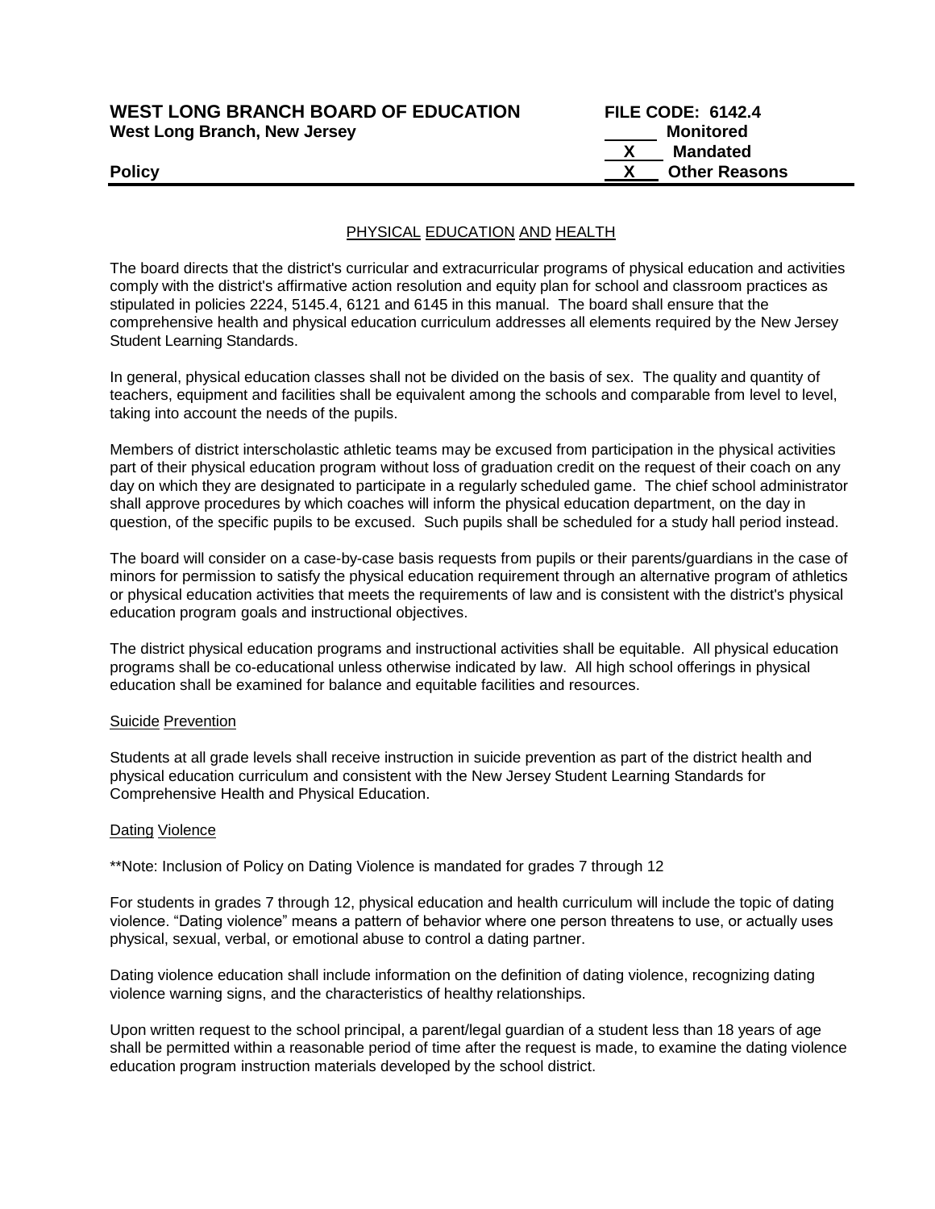**WEST LONG BRANCH BOARD OF EDUCATION** **FILE CODE: 6142.4**
**West Long Branch, New Jersey**

______ **Monitored**
__X__ **Mandated**
__X__ **Other Reasons**

**Policy**

## PHYSICAL EDUCATION AND HEALTH

The board directs that the district's curricular and extracurricular programs of physical education and activities comply with the district's affirmative action resolution and equity plan for school and classroom practices as stipulated in policies 2224, 5145.4, 6121 and 6145 in this manual. The board shall ensure that the comprehensive health and physical education curriculum addresses all elements required by the New Jersey Student Learning Standards.

In general, physical education classes shall not be divided on the basis of sex. The quality and quantity of teachers, equipment and facilities shall be equivalent among the schools and comparable from level to level, taking into account the needs of the pupils.

Members of district interscholastic athletic teams may be excused from participation in the physical activities part of their physical education program without loss of graduation credit on the request of their coach on any day on which they are designated to participate in a regularly scheduled game. The chief school administrator shall approve procedures by which coaches will inform the physical education department, on the day in question, of the specific pupils to be excused. Such pupils shall be scheduled for a study hall period instead.

The board will consider on a case-by-case basis requests from pupils or their parents/guardians in the case of minors for permission to satisfy the physical education requirement through an alternative program of athletics or physical education activities that meets the requirements of law and is consistent with the district's physical education program goals and instructional objectives.

The district physical education programs and instructional activities shall be equitable. All physical education programs shall be co-educational unless otherwise indicated by law. All high school offerings in physical education shall be examined for balance and equitable facilities and resources.

### Suicide Prevention

Students at all grade levels shall receive instruction in suicide prevention as part of the district health and physical education curriculum and consistent with the New Jersey Student Learning Standards for Comprehensive Health and Physical Education.

### Dating Violence

**Note: Inclusion of Policy on Dating Violence is mandated for grades 7 through 12

For students in grades 7 through 12, physical education and health curriculum will include the topic of dating violence. "Dating violence" means a pattern of behavior where one person threatens to use, or actually uses physical, sexual, verbal, or emotional abuse to control a dating partner.

Dating violence education shall include information on the definition of dating violence, recognizing dating violence warning signs, and the characteristics of healthy relationships.

Upon written request to the school principal, a parent/legal guardian of a student less than 18 years of age shall be permitted within a reasonable period of time after the request is made, to examine the dating violence education program instruction materials developed by the school district.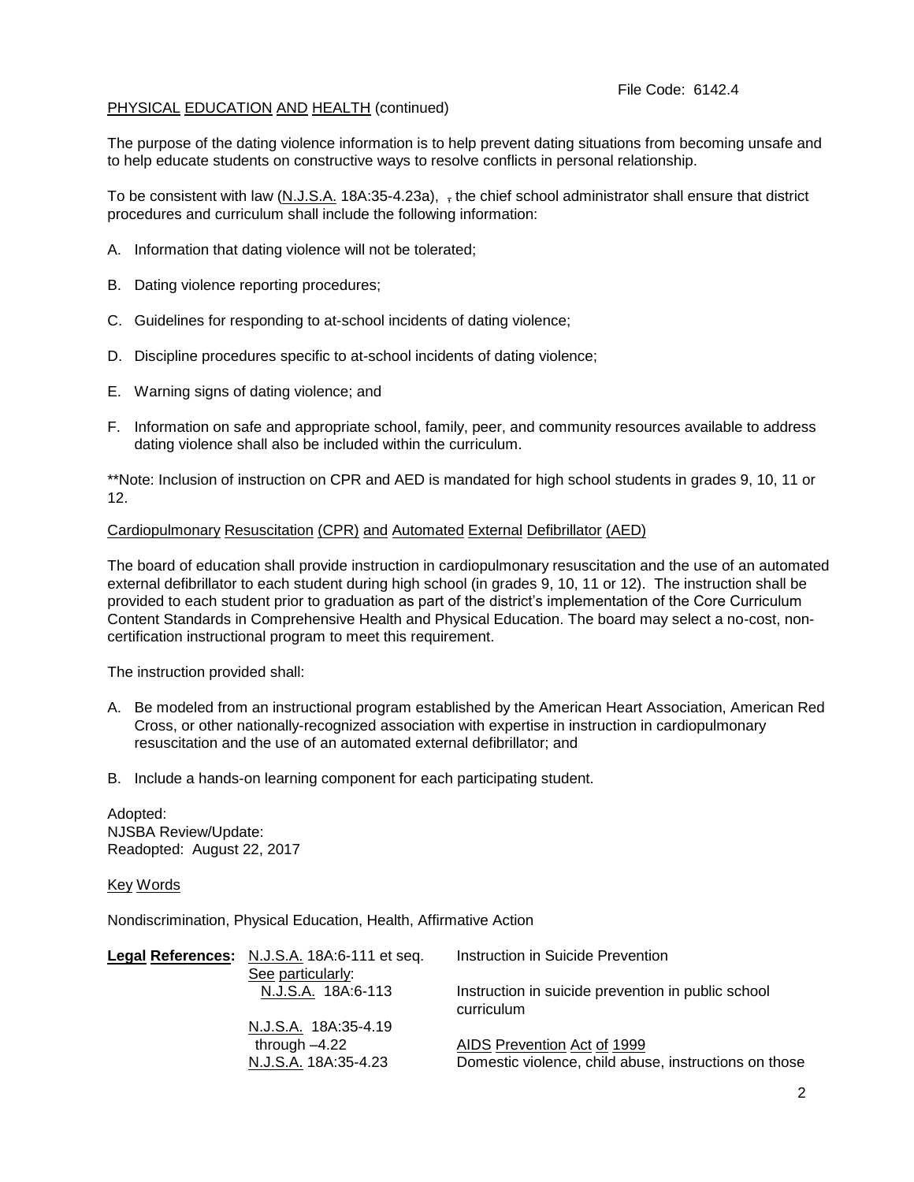File Code: 6142.4

PHYSICAL EDUCATION AND HEALTH (continued)

The purpose of the dating violence information is to help prevent dating situations from becoming unsafe and to help educate students on constructive ways to resolve conflicts in personal relationship.

To be consistent with law (N.J.S.A. 18A:35-4.23a), , the chief school administrator shall ensure that district procedures and curriculum shall include the following information:

A. Information that dating violence will not be tolerated;

B. Dating violence reporting procedures;

C. Guidelines for responding to at-school incidents of dating violence;

D. Discipline procedures specific to at-school incidents of dating violence;

E. Warning signs of dating violence; and

F. Information on safe and appropriate school, family, peer, and community resources available to address dating violence shall also be included within the curriculum.

**Note: Inclusion of instruction on CPR and AED is mandated for high school students in grades 9, 10, 11 or 12.

Cardiopulmonary Resuscitation (CPR) and Automated External Defibrillator (AED)

The board of education shall provide instruction in cardiopulmonary resuscitation and the use of an automated external defibrillator to each student during high school (in grades 9, 10, 11 or 12). The instruction shall be provided to each student prior to graduation as part of the district's implementation of the Core Curriculum Content Standards in Comprehensive Health and Physical Education. The board may select a no-cost, non-certification instructional program to meet this requirement.

The instruction provided shall:

A. Be modeled from an instructional program established by the American Heart Association, American Red Cross, or other nationally-recognized association with expertise in instruction in cardiopulmonary resuscitation and the use of an automated external defibrillator; and

B. Include a hands-on learning component for each participating student.

Adopted:
NJSBA Review/Update:
Readopted: August 22, 2017

Key Words

Nondiscrimination, Physical Education, Health, Affirmative Action

| **Legal References:** | N.J.S.A. 18A:6-111 et seq. | Instruction in Suicide Prevention |
|---|---|---|
| | See particularly: | |
| | N.J.S.A. 18A:6-113 | Instruction in suicide prevention in public school curriculum |
| | N.J.S.A. 18A:35-4.19 through –4.22 | AIDS Prevention Act of 1999 |
| | N.J.S.A. 18A:35-4.23 | Domestic violence, child abuse, instructions on those |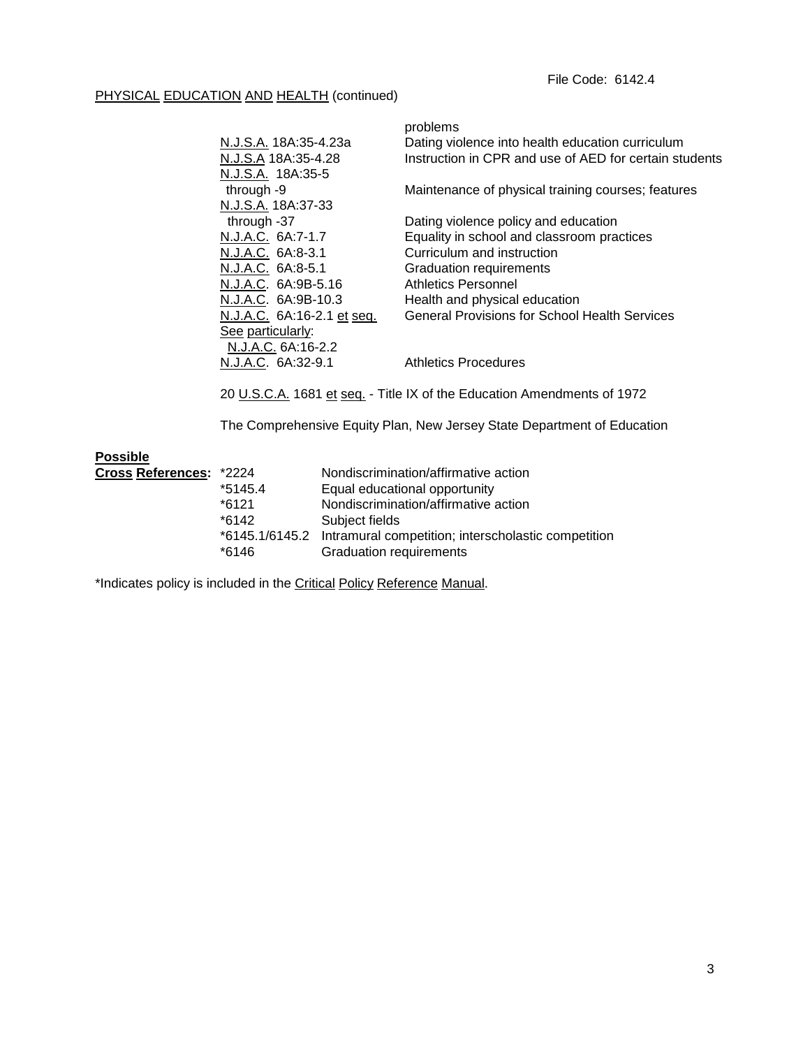File Code: 6142.4

PHYSICAL EDUCATION AND HEALTH (continued)

| | |
|---|---|
| | problems |
| N.J.S.A. 18A:35-4.23a | Dating violence into health education curriculum |
| N.J.S.A 18A:35-4.28 | Instruction in CPR and use of AED for certain students |
| N.J.S.A. 18A:35-5 through -9 | Maintenance of physical training courses; features |
| N.J.S.A. 18A:37-33 through -37 | Dating violence policy and education |
| N.J.A.C. 6A:7-1.7 | Equality in school and classroom practices |
| N.J.A.C. 6A:8-3.1 | Curriculum and instruction |
| N.J.A.C. 6A:8-5.1 | Graduation requirements |
| N.J.A.C. 6A:9B-5.16 | Athletics Personnel |
| N.J.A.C. 6A:9B-10.3 | Health and physical education |
| N.J.A.C. 6A:16-2.1 et seq. | General Provisions for School Health Services |
| See particularly: N.J.A.C. 6A:16-2.2 | |
| N.J.A.C. 6A:32-9.1 | Athletics Procedures |

20 U.S.C.A. 1681 et seq. - Title IX of the Education Amendments of 1972

The Comprehensive Equity Plan, New Jersey State Department of Education

**Possible Cross References:**

| | |
|---|---|
| *2224 | Nondiscrimination/affirmative action |
| *5145.4 | Equal educational opportunity |
| *6121 | Nondiscrimination/affirmative action |
| *6142 | Subject fields |
| *6145.1/6145.2 | Intramural competition; interscholastic competition |
| *6146 | Graduation requirements |

*Indicates policy is included in the Critical Policy Reference Manual.